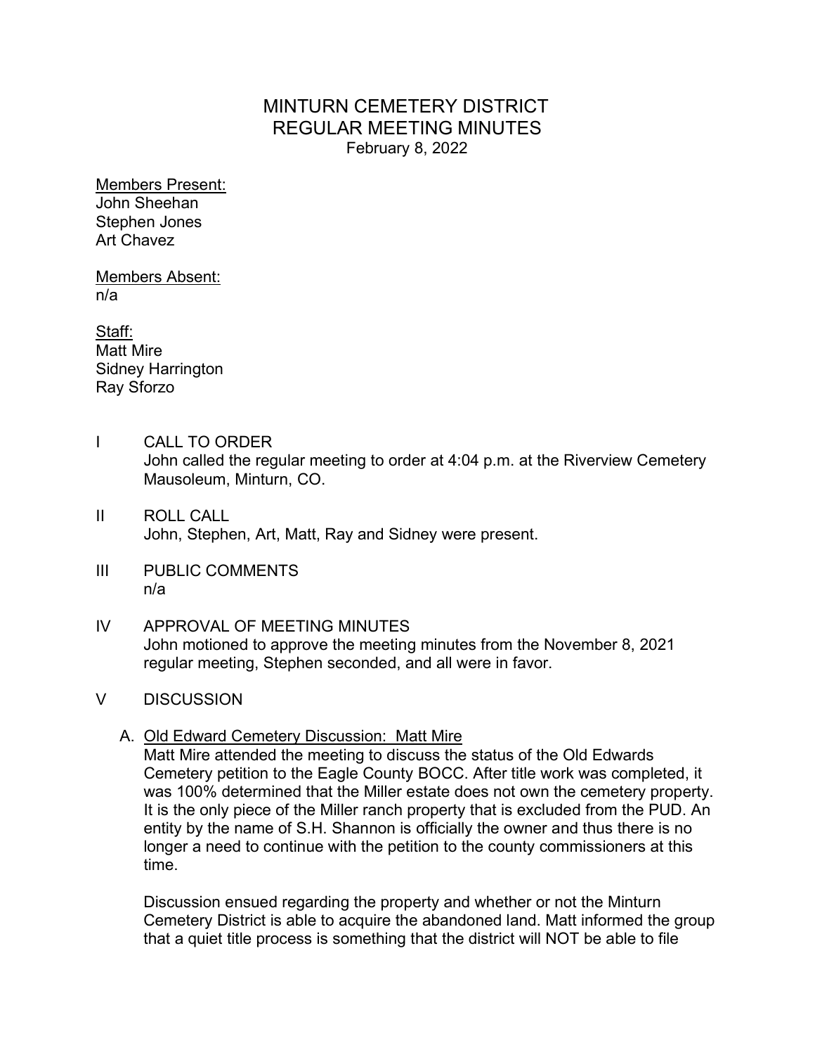# MINTURN CEMETERY DISTRICT
## REGULAR MEETING MINUTES
February 8, 2022

Members Present:
John Sheehan
Stephen Jones
Art Chavez

Members Absent:
n/a

Staff:
Matt Mire
Sidney Harrington
Ray Sforzo

I CALL TO ORDER
John called the regular meeting to order at 4:04 p.m. at the Riverview Cemetery Mausoleum, Minturn, CO.

II ROLL CALL
John, Stephen, Art, Matt, Ray and Sidney were present.

III PUBLIC COMMENTS
n/a

IV APPROVAL OF MEETING MINUTES
John motioned to approve the meeting minutes from the November 8, 2021 regular meeting, Stephen seconded, and all were in favor.

V DISCUSSION

A. Old Edward Cemetery Discussion: Matt Mire
Matt Mire attended the meeting to discuss the status of the Old Edwards Cemetery petition to the Eagle County BOCC. After title work was completed, it was 100% determined that the Miller estate does not own the cemetery property. It is the only piece of the Miller ranch property that is excluded from the PUD. An entity by the name of S.H. Shannon is officially the owner and thus there is no longer a need to continue with the petition to the county commissioners at this time.

Discussion ensued regarding the property and whether or not the Minturn Cemetery District is able to acquire the abandoned land. Matt informed the group that a quiet title process is something that the district will NOT be able to file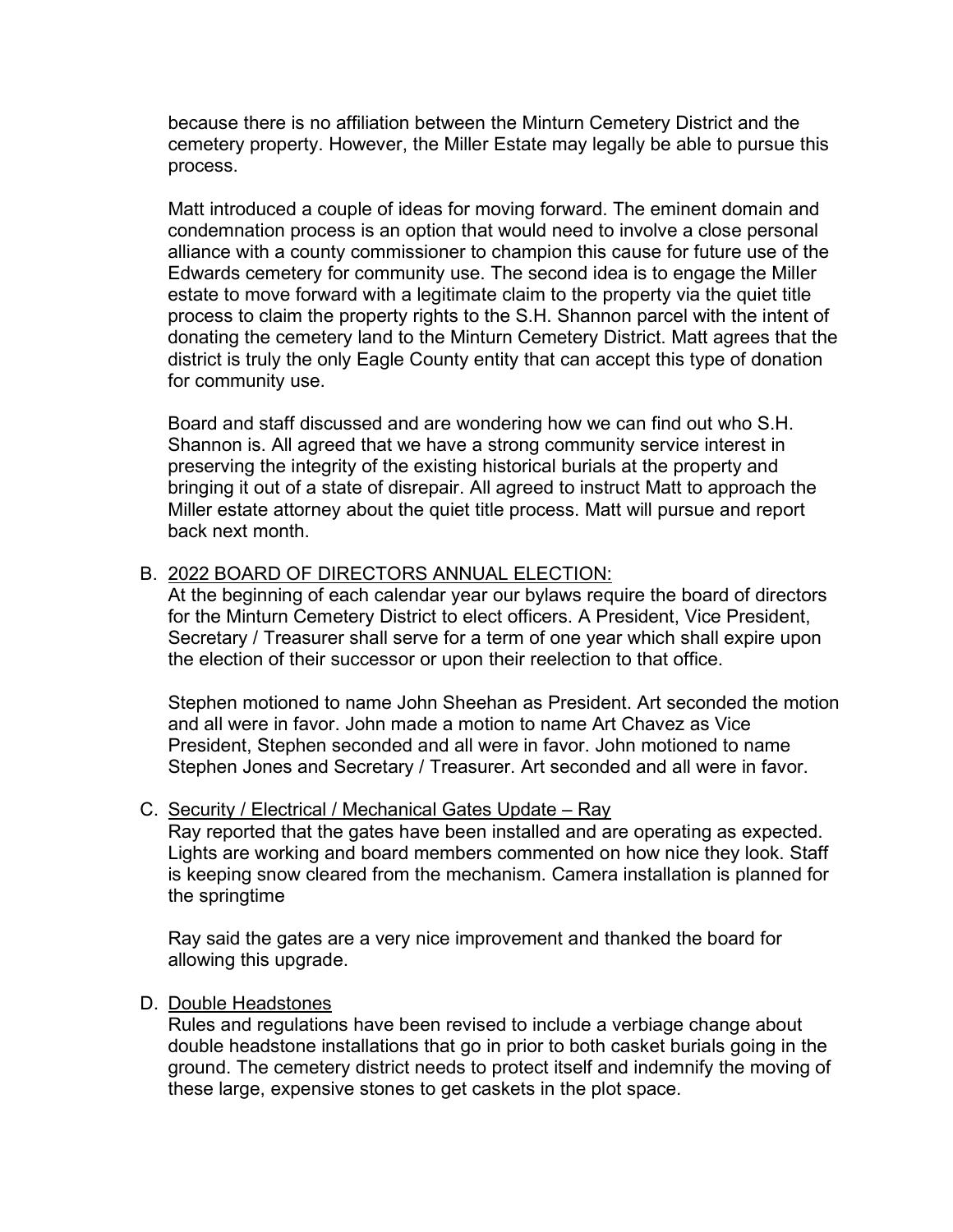because there is no affiliation between the Minturn Cemetery District and the cemetery property. However, the Miller Estate may legally be able to pursue this process.

Matt introduced a couple of ideas for moving forward. The eminent domain and condemnation process is an option that would need to involve a close personal alliance with a county commissioner to champion this cause for future use of the Edwards cemetery for community use. The second idea is to engage the Miller estate to move forward with a legitimate claim to the property via the quiet title process to claim the property rights to the S.H. Shannon parcel with the intent of donating the cemetery land to the Minturn Cemetery District. Matt agrees that the district is truly the only Eagle County entity that can accept this type of donation for community use.

Board and staff discussed and are wondering how we can find out who S.H. Shannon is. All agreed that we have a strong community service interest in preserving the integrity of the existing historical burials at the property and bringing it out of a state of disrepair. All agreed to instruct Matt to approach the Miller estate attorney about the quiet title process. Matt will pursue and report back next month.

B. <u>2022 BOARD OF DIRECTORS ANNUAL ELECTION:</u>

At the beginning of each calendar year our bylaws require the board of directors for the Minturn Cemetery District to elect officers. A President, Vice President, Secretary / Treasurer shall serve for a term of one year which shall expire upon the election of their successor or upon their reelection to that office.

Stephen motioned to name John Sheehan as President. Art seconded the motion and all were in favor. John made a motion to name Art Chavez as Vice President, Stephen seconded and all were in favor. John motioned to name Stephen Jones and Secretary / Treasurer. Art seconded and all were in favor.

C. <u>Security / Electrical / Mechanical Gates Update – Ray</u>

Ray reported that the gates have been installed and are operating as expected. Lights are working and board members commented on how nice they look. Staff is keeping snow cleared from the mechanism. Camera installation is planned for the springtime

Ray said the gates are a very nice improvement and thanked the board for allowing this upgrade.

D. <u>Double Headstones</u>

Rules and regulations have been revised to include a verbiage change about double headstone installations that go in prior to both casket burials going in the ground. The cemetery district needs to protect itself and indemnify the moving of these large, expensive stones to get caskets in the plot space.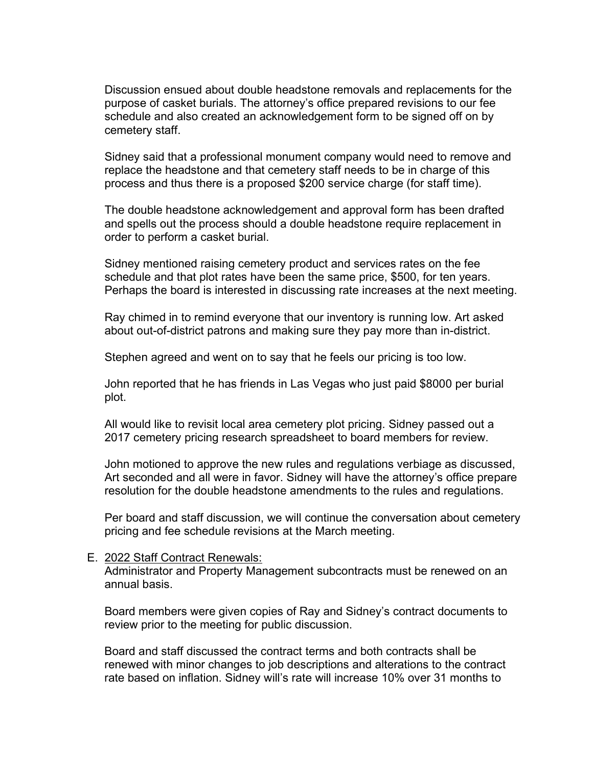Discussion ensued about double headstone removals and replacements for the purpose of casket burials. The attorney's office prepared revisions to our fee schedule and also created an acknowledgement form to be signed off on by cemetery staff.

Sidney said that a professional monument company would need to remove and replace the headstone and that cemetery staff needs to be in charge of this process and thus there is a proposed $200 service charge (for staff time).

The double headstone acknowledgement and approval form has been drafted and spells out the process should a double headstone require replacement in order to perform a casket burial.

Sidney mentioned raising cemetery product and services rates on the fee schedule and that plot rates have been the same price, $500, for ten years. Perhaps the board is interested in discussing rate increases at the next meeting.

Ray chimed in to remind everyone that our inventory is running low. Art asked about out-of-district patrons and making sure they pay more than in-district.

Stephen agreed and went on to say that he feels our pricing is too low.

John reported that he has friends in Las Vegas who just paid $8000 per burial plot.

All would like to revisit local area cemetery plot pricing. Sidney passed out a 2017 cemetery pricing research spreadsheet to board members for review.

John motioned to approve the new rules and regulations verbiage as discussed, Art seconded and all were in favor. Sidney will have the attorney's office prepare resolution for the double headstone amendments to the rules and regulations.

Per board and staff discussion, we will continue the conversation about cemetery pricing and fee schedule revisions at the March meeting.

E. 2022 Staff Contract Renewals:

Administrator and Property Management subcontracts must be renewed on an annual basis.

Board members were given copies of Ray and Sidney's contract documents to review prior to the meeting for public discussion.

Board and staff discussed the contract terms and both contracts shall be renewed with minor changes to job descriptions and alterations to the contract rate based on inflation. Sidney will's rate will increase 10% over 31 months to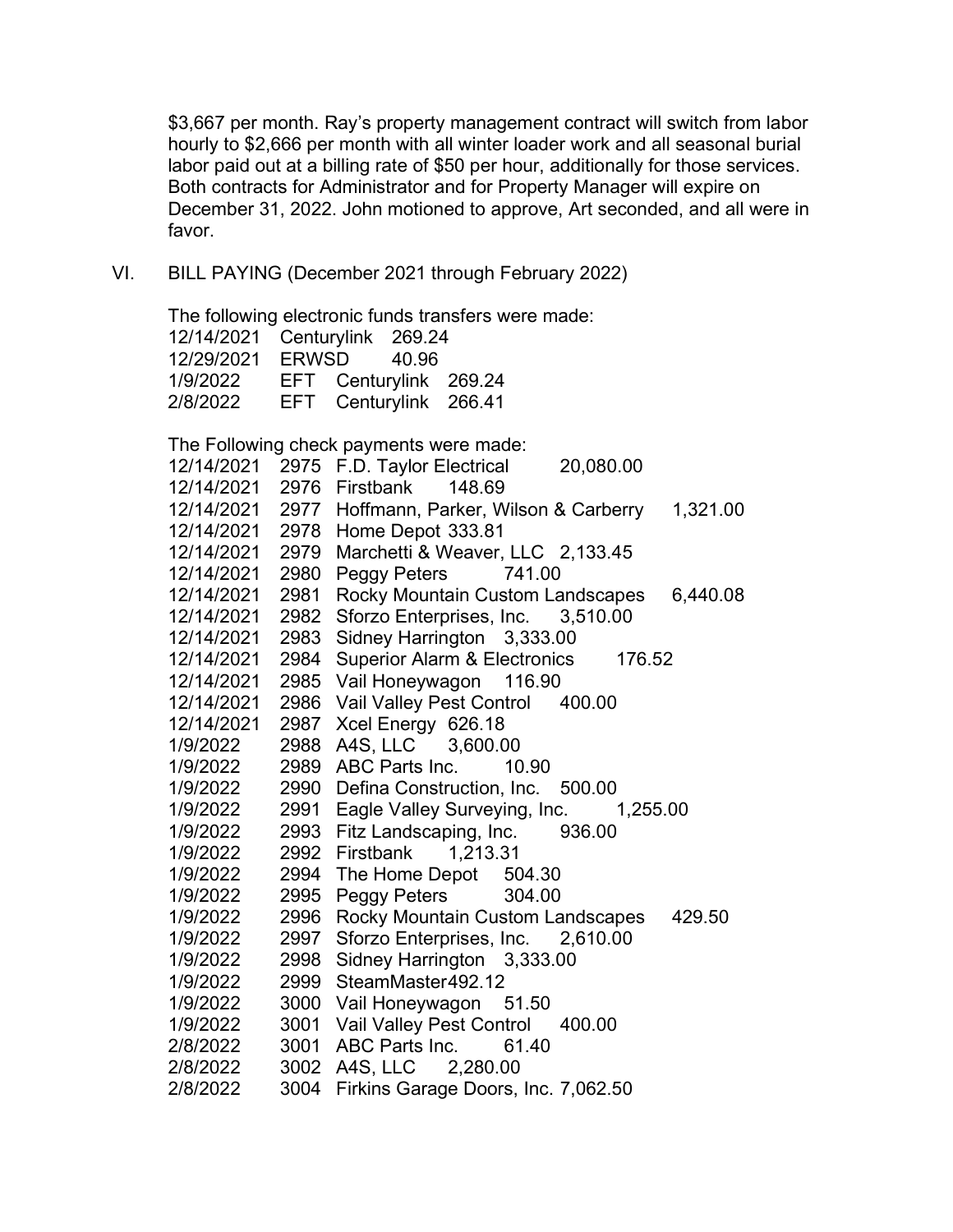$3,667 per month. Ray's property management contract will switch from labor hourly to $2,666 per month with all winter loader work and all seasonal burial labor paid out at a billing rate of $50 per hour, additionally for those services. Both contracts for Administrator and for Property Manager will expire on December 31, 2022. John motioned to approve, Art seconded, and all were in favor.

VI. BILL PAYING (December 2021 through February 2022)

The following electronic funds transfers were made:

12/14/2021 Centurylink 269.24
12/29/2021 ERWSD 40.96
1/9/2022 EFT Centurylink 269.24
2/8/2022 EFT Centurylink 266.41

The Following check payments were made:

12/14/2021 2975 F.D. Taylor Electrical 20,080.00
12/14/2021 2976 Firstbank 148.69
12/14/2021 2977 Hoffmann, Parker, Wilson & Carberry 1,321.00
12/14/2021 2978 Home Depot 333.81
12/14/2021 2979 Marchetti & Weaver, LLC 2,133.45
12/14/2021 2980 Peggy Peters 741.00
12/14/2021 2981 Rocky Mountain Custom Landscapes 6,440.08
12/14/2021 2982 Sforzo Enterprises, Inc. 3,510.00
12/14/2021 2983 Sidney Harrington 3,333.00
12/14/2021 2984 Superior Alarm & Electronics 176.52
12/14/2021 2985 Vail Honeywagon 116.90
12/14/2021 2986 Vail Valley Pest Control 400.00
12/14/2021 2987 Xcel Energy 626.18
1/9/2022 2988 A4S, LLC 3,600.00
1/9/2022 2989 ABC Parts Inc. 10.90
1/9/2022 2990 Defina Construction, Inc. 500.00
1/9/2022 2991 Eagle Valley Surveying, Inc. 1,255.00
1/9/2022 2993 Fitz Landscaping, Inc. 936.00
1/9/2022 2992 Firstbank 1,213.31
1/9/2022 2994 The Home Depot 504.30
1/9/2022 2995 Peggy Peters 304.00
1/9/2022 2996 Rocky Mountain Custom Landscapes 429.50
1/9/2022 2997 Sforzo Enterprises, Inc. 2,610.00
1/9/2022 2998 Sidney Harrington 3,333.00
1/9/2022 2999 SteamMaster492.12
1/9/2022 3000 Vail Honeywagon 51.50
1/9/2022 3001 Vail Valley Pest Control 400.00
2/8/2022 3001 ABC Parts Inc. 61.40
2/8/2022 3002 A4S, LLC 2,280.00
2/8/2022 3004 Firkins Garage Doors, Inc. 7,062.50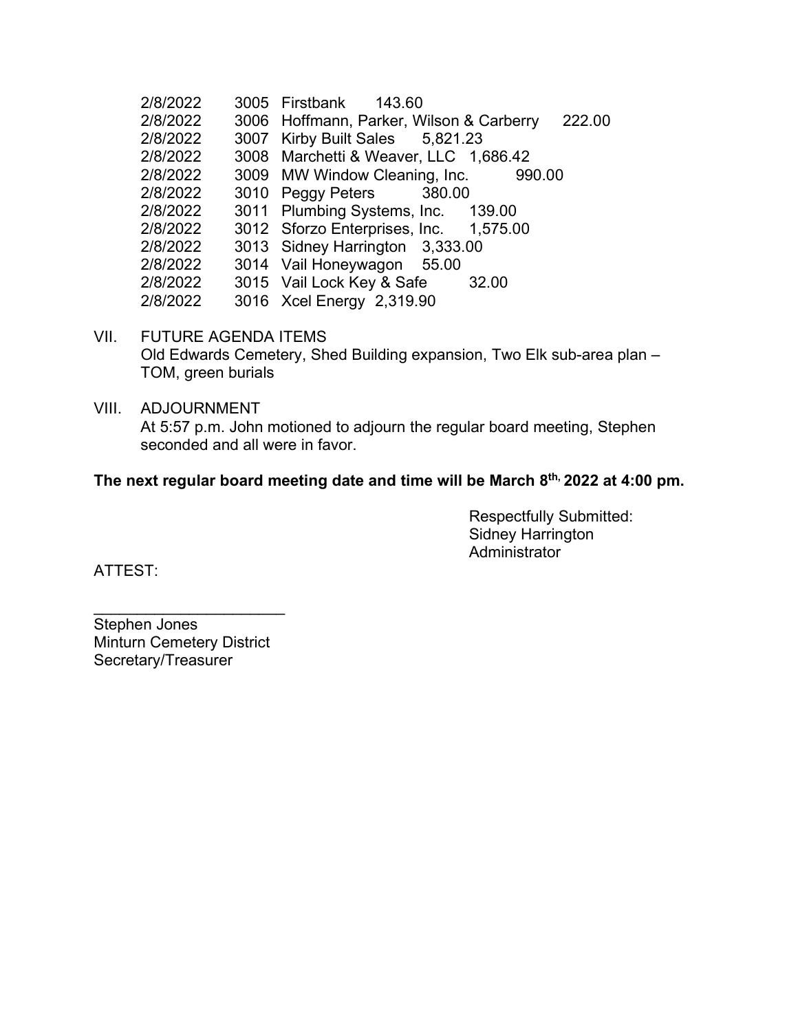| | | | |
|---|---|---|---|
| 2/8/2022 | 3005 | Firstbank | 143.60 |
| 2/8/2022 | 3006 | Hoffmann, Parker, Wilson & Carberry | 222.00 |
| 2/8/2022 | 3007 | Kirby Built Sales | 5,821.23 |
| 2/8/2022 | 3008 | Marchetti & Weaver, LLC | 1,686.42 |
| 2/8/2022 | 3009 | MW Window Cleaning, Inc. | 990.00 |
| 2/8/2022 | 3010 | Peggy Peters | 380.00 |
| 2/8/2022 | 3011 | Plumbing Systems, Inc. | 139.00 |
| 2/8/2022 | 3012 | Sforzo Enterprises, Inc. | 1,575.00 |
| 2/8/2022 | 3013 | Sidney Harrington | 3,333.00 |
| 2/8/2022 | 3014 | Vail Honeywagon | 55.00 |
| 2/8/2022 | 3015 | Vail Lock Key & Safe | 32.00 |
| 2/8/2022 | 3016 | Xcel Energy | 2,319.90 |

VII. FUTURE AGENDA ITEMS

Old Edwards Cemetery, Shed Building expansion, Two Elk sub-area plan – TOM, green burials

VIII. ADJOURNMENT

At 5:57 p.m. John motioned to adjourn the regular board meeting, Stephen seconded and all were in favor.

**The next regular board meeting date and time will be March 8th, 2022 at 4:00 pm.**

Respectfully Submitted:
Sidney Harrington
Administrator

ATTEST:

______________________
Stephen Jones
Minturn Cemetery District
Secretary/Treasurer